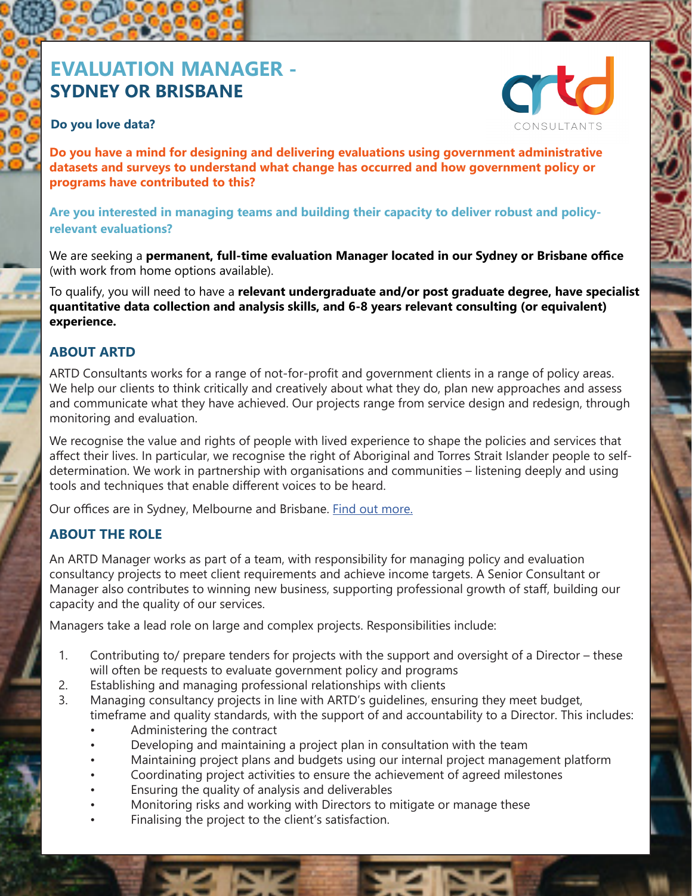# EVALUATION MANAGER - SYDNEY OR BRISBANE

ARTD CONSULTANTS

**Do you love data?**

**Do you have a mind for designing and delivering evaluations using government administrative datasets and surveys to understand what change has occurred and how government policy or programs have contributed to this?**

**Are you interested in managing teams and building their capacity to deliver robust and policy-relevant evaluations?**

We are seeking a **permanent, full-time evaluation Manager located in our Sydney or Brisbane office** (with work from home options available).

To qualify, you will need to have a **relevant undergraduate and/or post graduate degree, have specialist quantitative data collection and analysis skills, and 6-8 years relevant consulting (or equivalent) experience.**

## ABOUT ARTD

ARTD Consultants works for a range of not-for-profit and government clients in a range of policy areas. We help our clients to think critically and creatively about what they do, plan new approaches and assess and communicate what they have achieved. Our projects range from service design and redesign, through monitoring and evaluation.

We recognise the value and rights of people with lived experience to shape the policies and services that affect their lives. In particular, we recognise the right of Aboriginal and Torres Strait Islander people to self-determination. We work in partnership with organisations and communities – listening deeply and using tools and techniques that enable different voices to be heard.

Our offices are in Sydney, Melbourne and Brisbane. Find out more.

## ABOUT THE ROLE

An ARTD Manager works as part of a team, with responsibility for managing policy and evaluation consultancy projects to meet client requirements and achieve income targets. A Senior Consultant or Manager also contributes to winning new business, supporting professional growth of staff, building our capacity and the quality of our services.

Managers take a lead role on large and complex projects. Responsibilities include:

1. Contributing to/ prepare tenders for projects with the support and oversight of a Director – these will often be requests to evaluate government policy and programs
2. Establishing and managing professional relationships with clients
3. Managing consultancy projects in line with ARTD's guidelines, ensuring they meet budget, timeframe and quality standards, with the support of and accountability to a Director. This includes:
   - Administering the contract
   - Developing and maintaining a project plan in consultation with the team
   - Maintaining project plans and budgets using our internal project management platform
   - Coordinating project activities to ensure the achievement of agreed milestones
   - Ensuring the quality of analysis and deliverables
   - Monitoring risks and working with Directors to mitigate or manage these
   - Finalising the project to the client's satisfaction.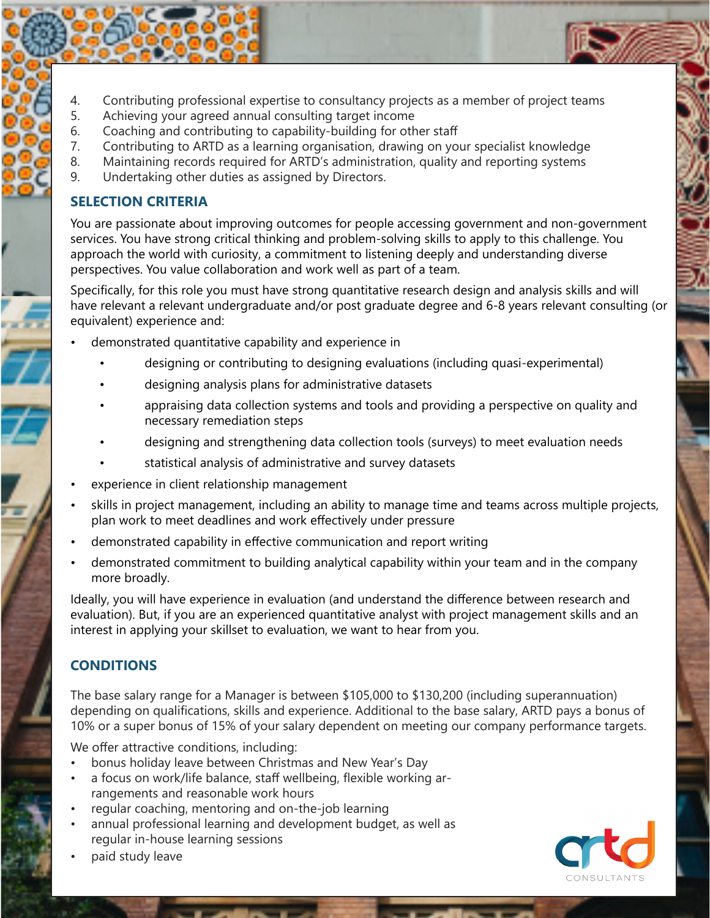4. Contributing professional expertise to consultancy projects as a member of project teams
5. Achieving your agreed annual consulting target income
6. Coaching and contributing to capability-building for other staff
7. Contributing to ARTD as a learning organisation, drawing on your specialist knowledge
8. Maintaining records required for ARTD's administration, quality and reporting systems
9. Undertaking other duties as assigned by Directors.

## SELECTION CRITERIA

You are passionate about improving outcomes for people accessing government and non-government services. You have strong critical thinking and problem-solving skills to apply to this challenge. You approach the world with curiosity, a commitment to listening deeply and understanding diverse perspectives. You value collaboration and work well as part of a team.

Specifically, for this role you must have strong quantitative research design and analysis skills and will have relevant a relevant undergraduate and/or post graduate degree and 6-8 years relevant consulting (or equivalent) experience and:

- demonstrated quantitative capability and experience in
  - designing or contributing to designing evaluations (including quasi-experimental)
  - designing analysis plans for administrative datasets
  - appraising data collection systems and tools and providing a perspective on quality and necessary remediation steps
  - designing and strengthening data collection tools (surveys) to meet evaluation needs
  - statistical analysis of administrative and survey datasets
- experience in client relationship management
- skills in project management, including an ability to manage time and teams across multiple projects, plan work to meet deadlines and work effectively under pressure
- demonstrated capability in effective communication and report writing
- demonstrated commitment to building analytical capability within your team and in the company more broadly.

Ideally, you will have experience in evaluation (and understand the difference between research and evaluation). But, if you are an experienced quantitative analyst with project management skills and an interest in applying your skillset to evaluation, we want to hear from you.

## CONDITIONS

The base salary range for a Manager is between $105,000 to $130,200 (including superannuation) depending on qualifications, skills and experience. Additional to the base salary, ARTD pays a bonus of 10% or a super bonus of 15% of your salary dependent on meeting our company performance targets.

We offer attractive conditions, including:

- bonus holiday leave between Christmas and New Year's Day
- a focus on work/life balance, staff wellbeing, flexible working arrangements and reasonable work hours
- regular coaching, mentoring and on-the-job learning
- annual professional learning and development budget, as well as regular in-house learning sessions
- paid study leave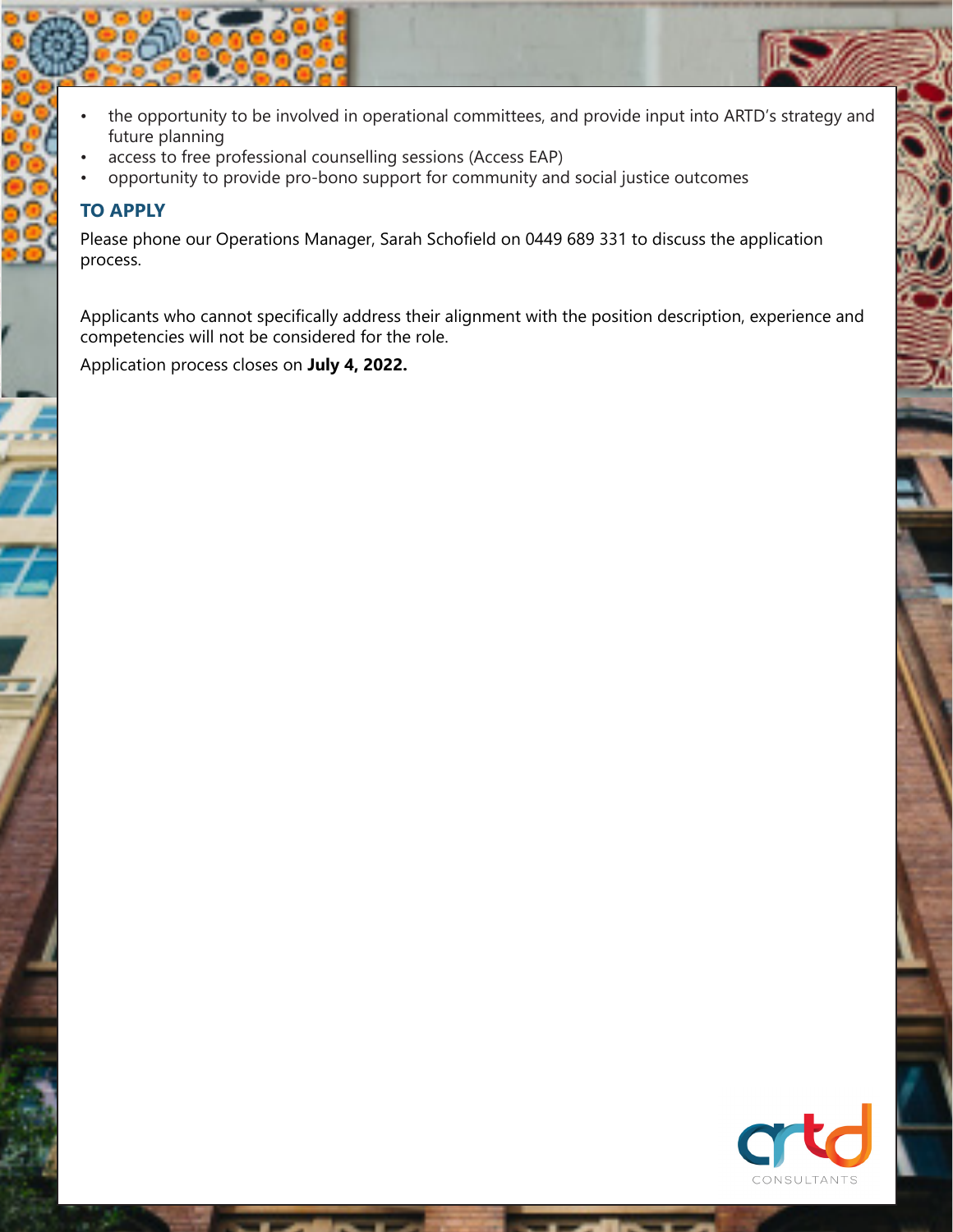- the opportunity to be involved in operational committees, and provide input into ARTD's strategy and future planning
- access to free professional counselling sessions (Access EAP)
- opportunity to provide pro-bono support for community and social justice outcomes

## TO APPLY

Please phone our Operations Manager, Sarah Schofield on 0449 689 331 to discuss the application process.

Applicants who cannot specifically address their alignment with the position description, experience and competencies will not be considered for the role.

Application process closes on **July 4, 2022.**